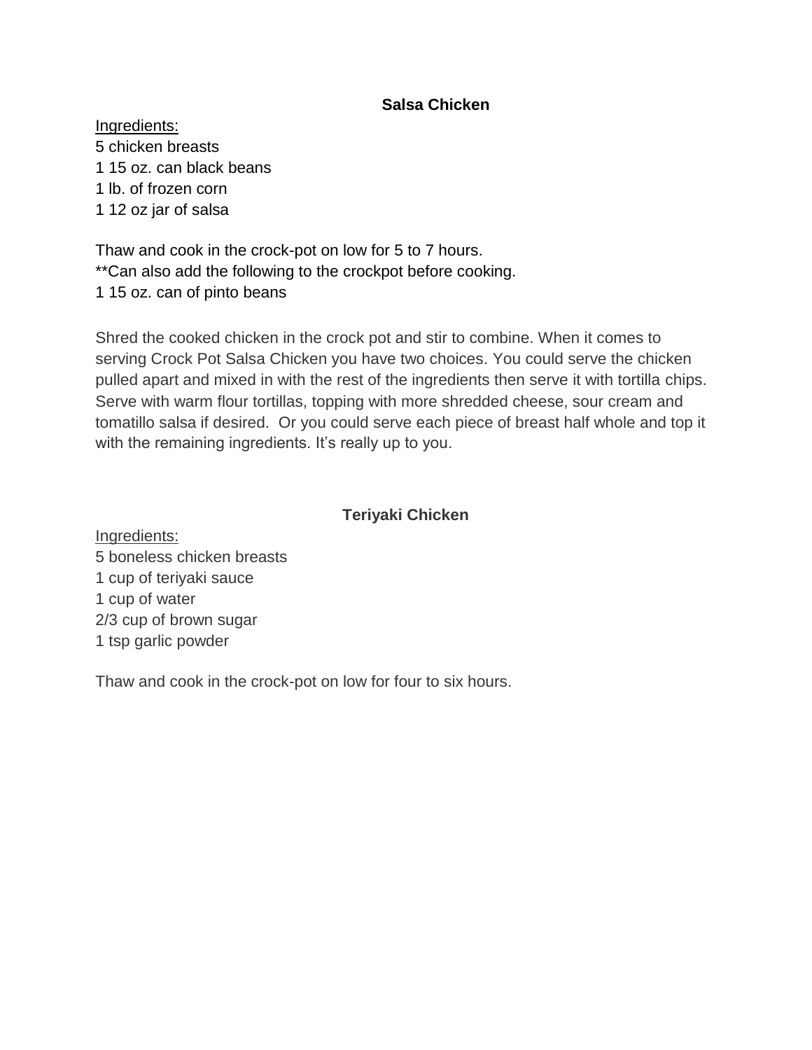## Salsa Chicken

Ingredients:

5 chicken breasts
1 15 oz. can black beans
1 lb. of frozen corn
1 12 oz jar of salsa

Thaw and cook in the crock-pot on low for 5 to 7 hours.
**Can also add the following to the crockpot before cooking.
1 15 oz. can of pinto beans

Shred the cooked chicken in the crock pot and stir to combine. When it comes to serving Crock Pot Salsa Chicken you have two choices. You could serve the chicken pulled apart and mixed in with the rest of the ingredients then serve it with tortilla chips. Serve with warm flour tortillas, topping with more shredded cheese, sour cream and tomatillo salsa if desired. Or you could serve each piece of breast half whole and top it with the remaining ingredients. It's really up to you.

## Teriyaki Chicken

Ingredients:

5 boneless chicken breasts
1 cup of teriyaki sauce
1 cup of water
2/3 cup of brown sugar
1 tsp garlic powder

Thaw and cook in the crock-pot on low for four to six hours.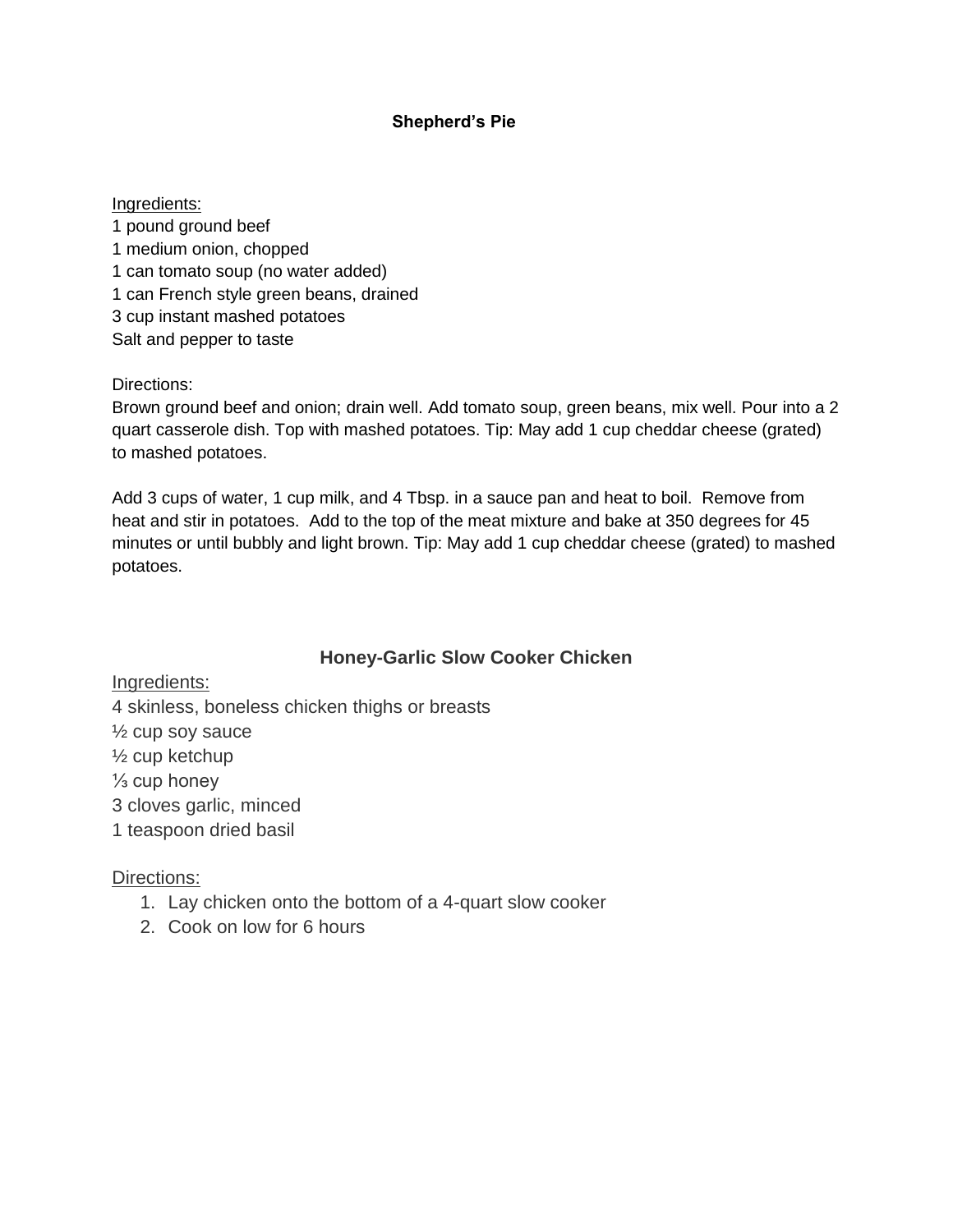## Shepherd's Pie

Ingredients:
1 pound ground beef
1 medium onion, chopped
1 can tomato soup (no water added)
1 can French style green beans, drained
3 cup instant mashed potatoes
Salt and pepper to taste

Directions:
Brown ground beef and onion; drain well. Add tomato soup, green beans, mix well. Pour into a 2 quart casserole dish. Top with mashed potatoes. Tip: May add 1 cup cheddar cheese (grated) to mashed potatoes.

Add 3 cups of water, 1 cup milk, and 4 Tbsp. in a sauce pan and heat to boil. Remove from heat and stir in potatoes. Add to the top of the meat mixture and bake at 350 degrees for 45 minutes or until bubbly and light brown. Tip: May add 1 cup cheddar cheese (grated) to mashed potatoes.

## Honey-Garlic Slow Cooker Chicken

Ingredients:
4 skinless, boneless chicken thighs or breasts
½ cup soy sauce
½ cup ketchup
⅓ cup honey
3 cloves garlic, minced
1 teaspoon dried basil

Directions:

1. Lay chicken onto the bottom of a 4-quart slow cooker
2. Cook on low for 6 hours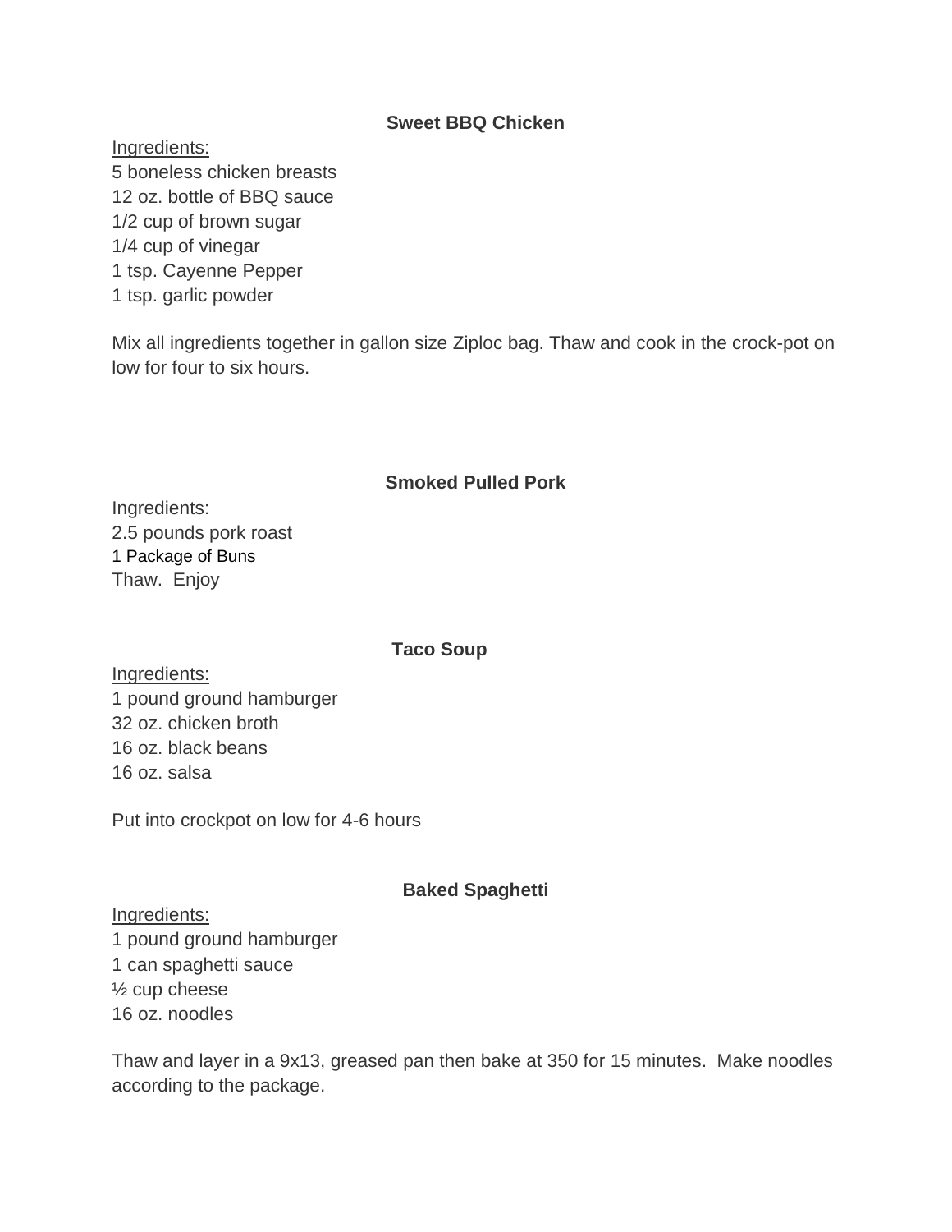## Sweet BBQ Chicken

Ingredients:

5 boneless chicken breasts
12 oz. bottle of BBQ sauce
1/2 cup of brown sugar
1/4 cup of vinegar
1 tsp. Cayenne Pepper
1 tsp. garlic powder

Mix all ingredients together in gallon size Ziploc bag. Thaw and cook in the crock-pot on low for four to six hours.

## Smoked Pulled Pork

Ingredients:

2.5 pounds pork roast
1 Package of Buns
Thaw. Enjoy

## Taco Soup

Ingredients:

1 pound ground hamburger
32 oz. chicken broth
16 oz. black beans
16 oz. salsa

Put into crockpot on low for 4-6 hours

## Baked Spaghetti

Ingredients:

1 pound ground hamburger
1 can spaghetti sauce
½ cup cheese
16 oz. noodles

Thaw and layer in a 9x13, greased pan then bake at 350 for 15 minutes. Make noodles according to the package.